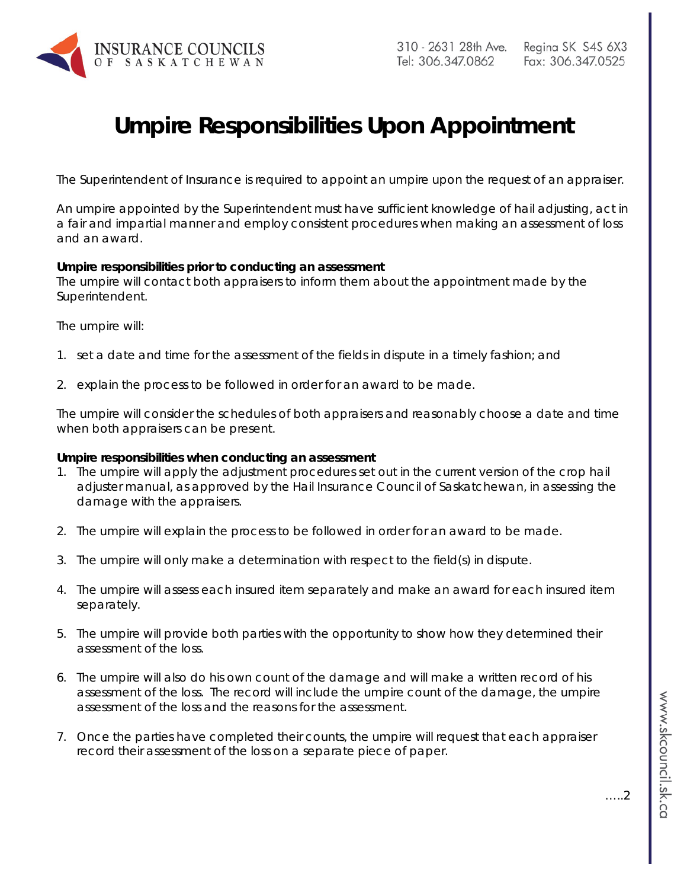# Umpire Responsibilities Upon Appointment

The Superintendent of Insurance is required to appoint an umpire upon the request of an appraiser.

An umpire appointed by the Superintendent must have sufficient knowledge of hail adjusting, act in a fair and impartial manner and employ consistent procedures when making an assessment of loss and an award.

**Umpire responsibilities prior to conducting an assessment**
The umpire will contact both appraisers to inform them about the appointment made by the Superintendent.

The umpire will:

1. set a date and time for the assessment of the fields in dispute in a timely fashion; and

2. explain the process to be followed in order for an award to be made.

The umpire will consider the schedules of both appraisers and reasonably choose a date and time when both appraisers can be present.

**Umpire responsibilities when conducting an assessment**

1. The umpire will apply the adjustment procedures set out in the current version of the crop hail adjuster manual, as approved by the Hail Insurance Council of Saskatchewan, in assessing the damage with the appraisers.

2. The umpire will explain the process to be followed in order for an award to be made.

3. The umpire will only make a determination with respect to the field(s) in dispute.

4. The umpire will assess each insured item separately and make an award for each insured item separately.

5. The umpire will provide both parties with the opportunity to show how they determined their assessment of the loss.

6. The umpire will also do his own count of the damage and will make a written record of his assessment of the loss. The record will include the umpire count of the damage, the umpire assessment of the loss and the reasons for the assessment.

7. Once the parties have completed their counts, the umpire will request that each appraiser record their assessment of the loss on a separate piece of paper.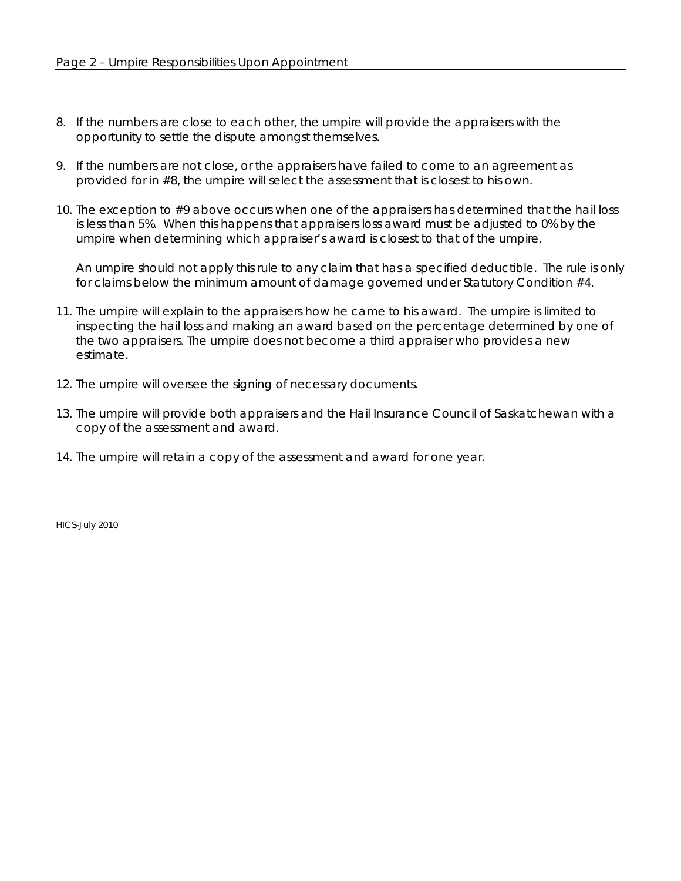8. If the numbers are close to each other, the umpire will provide the appraisers with the opportunity to settle the dispute amongst themselves.

9. If the numbers are not close, or the appraisers have failed to come to an agreement as provided for in #8, the umpire will select the assessment that is closest to his own.

10. The exception to #9 above occurs when one of the appraisers has determined that the hail loss is less than 5%. When this happens that appraisers loss award must be adjusted to 0% by the umpire when determining which appraiser's award is closest to that of the umpire.

    An umpire should not apply this rule to any claim that has a specified deductible. The rule is only for claims below the minimum amount of damage governed under Statutory Condition #4.

11. The umpire will explain to the appraisers how he came to his award. The umpire is limited to inspecting the hail loss and making an award based on the percentage determined by one of the two appraisers. The umpire does not become a third appraiser who provides a new estimate.

12. The umpire will oversee the signing of necessary documents.

13. The umpire will provide both appraisers and the Hail Insurance Council of Saskatchewan with a copy of the assessment and award.

14. The umpire will retain a copy of the assessment and award for one year.

HICS-July 2010